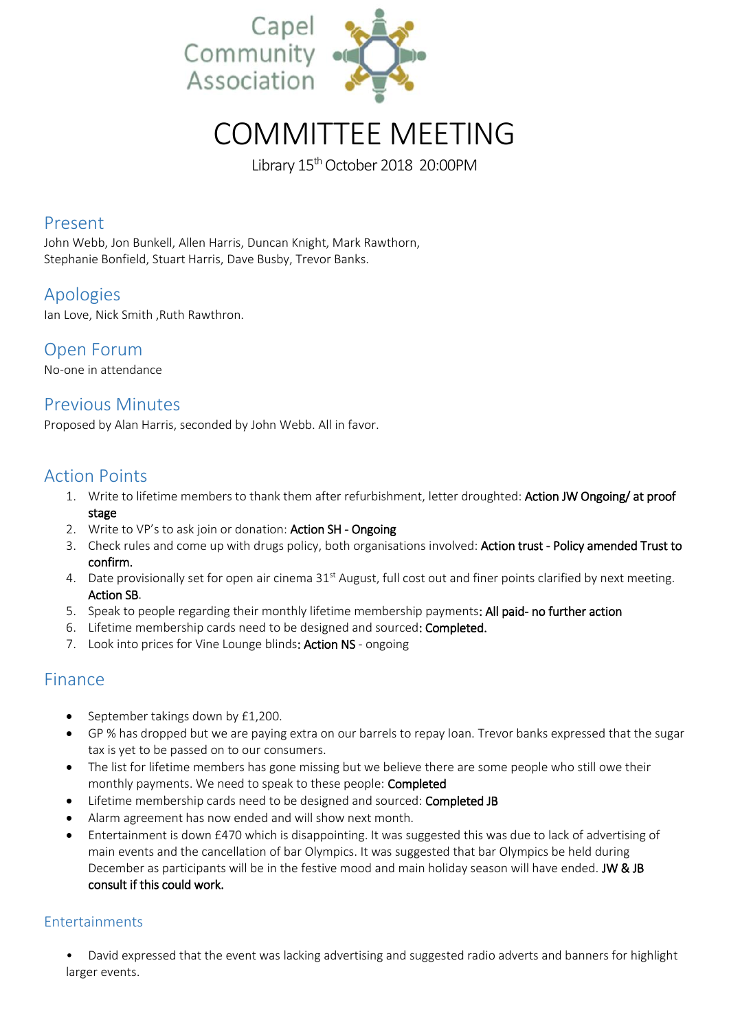Capel Community Association

# COMMITTEE MEETING

Library 15th October 2018 20:00PM

## Present

John Webb, Jon Bunkell, Allen Harris, Duncan Knight, Mark Rawthorn, Stephanie Bonfield, Stuart Harris, Dave Busby, Trevor Banks.

## Apologies

Ian Love, Nick Smith ,Ruth Rawthron.

## Open Forum

No-one in attendance

## Previous Minutes

Proposed by Alan Harris, seconded by John Webb. All in favor.

## Action Points

1. Write to lifetime members to thank them after refurbishment, letter droughted: **Action JW Ongoing/ at proof stage**
2. Write to VP's to ask join or donation: **Action SH - Ongoing**
3. Check rules and come up with drugs policy, both organisations involved: **Action trust - Policy amended Trust to confirm.**
4. Date provisionally set for open air cinema 31st August, full cost out and finer points clarified by next meeting. **Action SB**.
5. Speak to people regarding their monthly lifetime membership payments**: All paid- no further action**
6. Lifetime membership cards need to be designed and sourced**: Completed.**
7. Look into prices for Vine Lounge blinds**: Action NS** - ongoing

## Finance

- September takings down by £1,200.
- GP % has dropped but we are paying extra on our barrels to repay loan. Trevor banks expressed that the sugar tax is yet to be passed on to our consumers.
- The list for lifetime members has gone missing but we believe there are some people who still owe their monthly payments. We need to speak to these people: **Completed**
- Lifetime membership cards need to be designed and sourced: **Completed JB**
- Alarm agreement has now ended and will show next month.
- Entertainment is down £470 which is disappointing. It was suggested this was due to lack of advertising of main events and the cancellation of bar Olympics. It was suggested that bar Olympics be held during December as participants will be in the festive mood and main holiday season will have ended. **JW & JB consult if this could work.**

### Entertainments

- David expressed that the event was lacking advertising and suggested radio adverts and banners for highlight larger events.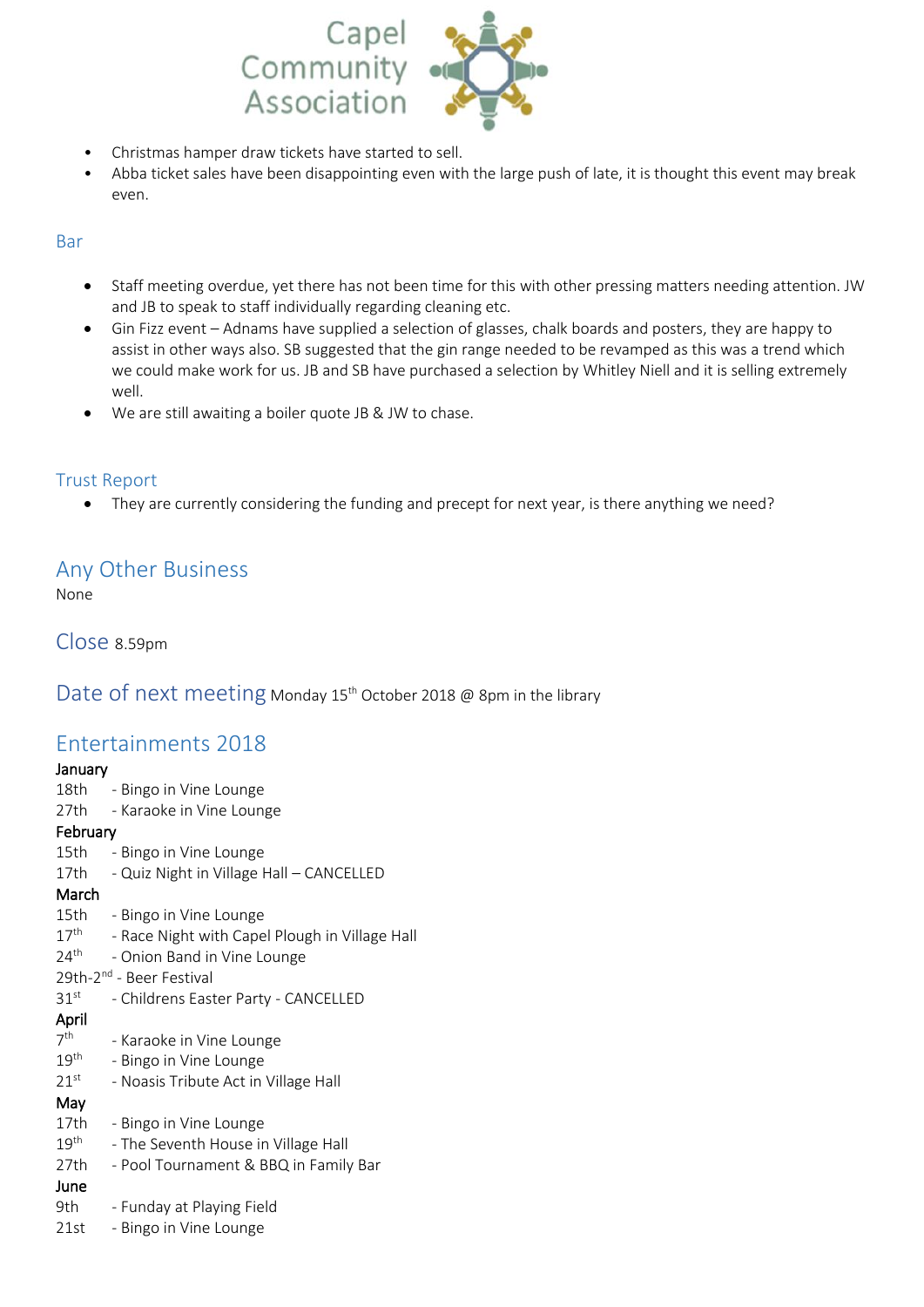- Christmas hamper draw tickets have started to sell.
- Abba ticket sales have been disappointing even with the large push of late, it is thought this event may break even.

### Bar

- Staff meeting overdue, yet there has not been time for this with other pressing matters needing attention. JW and JB to speak to staff individually regarding cleaning etc.
- Gin Fizz event – Adnams have supplied a selection of glasses, chalk boards and posters, they are happy to assist in other ways also. SB suggested that the gin range needed to be revamped as this was a trend which we could make work for us. JB and SB have purchased a selection by Whitley Niell and it is selling extremely well.
- We are still awaiting a boiler quote JB & JW to chase.

### Trust Report

- They are currently considering the funding and precept for next year, is there anything we need?

## Any Other Business

None

## Close 8.59pm

## Date of next meeting Monday 15th October 2018 @ 8pm in the library

## Entertainments 2018

**January**
18th - Bingo in Vine Lounge
27th - Karaoke in Vine Lounge

**February**
15th - Bingo in Vine Lounge
17th - Quiz Night in Village Hall – CANCELLED

**March**
15th - Bingo in Vine Lounge
17th - Race Night with Capel Plough in Village Hall
24th - Onion Band in Vine Lounge
29th-2nd - Beer Festival
31st - Childrens Easter Party - CANCELLED

**April**
7th - Karaoke in Vine Lounge
19th - Bingo in Vine Lounge
21st - Noasis Tribute Act in Village Hall

**May**
17th - Bingo in Vine Lounge
19th - The Seventh House in Village Hall
27th - Pool Tournament & BBQ in Family Bar

**June**
9th - Funday at Playing Field
21st - Bingo in Vine Lounge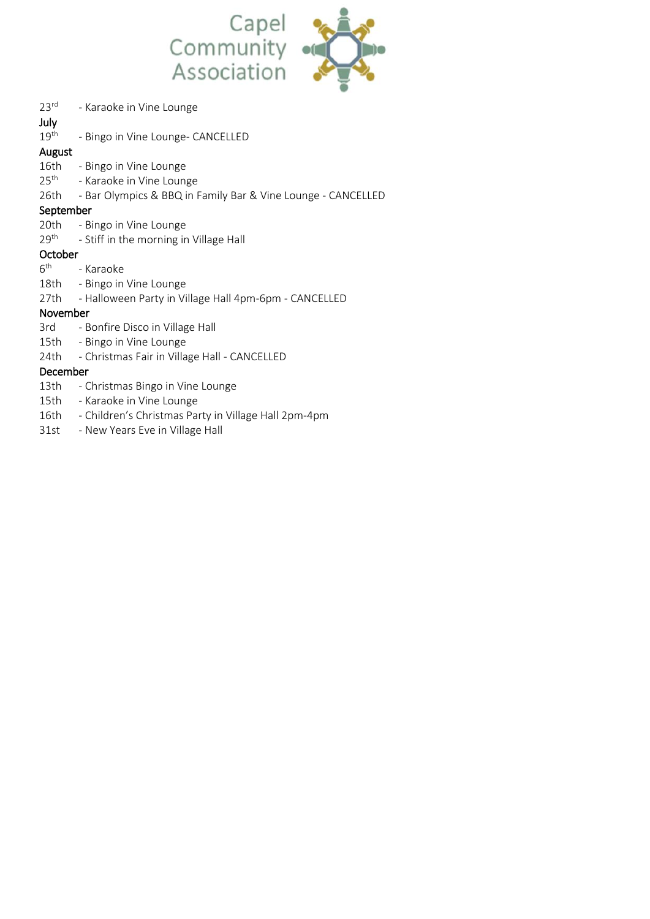Capel Community Association

23rd - Karaoke in Vine Lounge

**July**

19th - Bingo in Vine Lounge- CANCELLED

**August**

16th - Bingo in Vine Lounge
25th - Karaoke in Vine Lounge
26th - Bar Olympics & BBQ in Family Bar & Vine Lounge - CANCELLED

**September**

20th - Bingo in Vine Lounge
29th - Stiff in the morning in Village Hall

**October**

6th - Karaoke
18th - Bingo in Vine Lounge
27th - Halloween Party in Village Hall 4pm-6pm - CANCELLED

**November**

3rd - Bonfire Disco in Village Hall
15th - Bingo in Vine Lounge
24th - Christmas Fair in Village Hall - CANCELLED

**December**

13th - Christmas Bingo in Vine Lounge
15th - Karaoke in Vine Lounge
16th - Children's Christmas Party in Village Hall 2pm-4pm
31st - New Years Eve in Village Hall